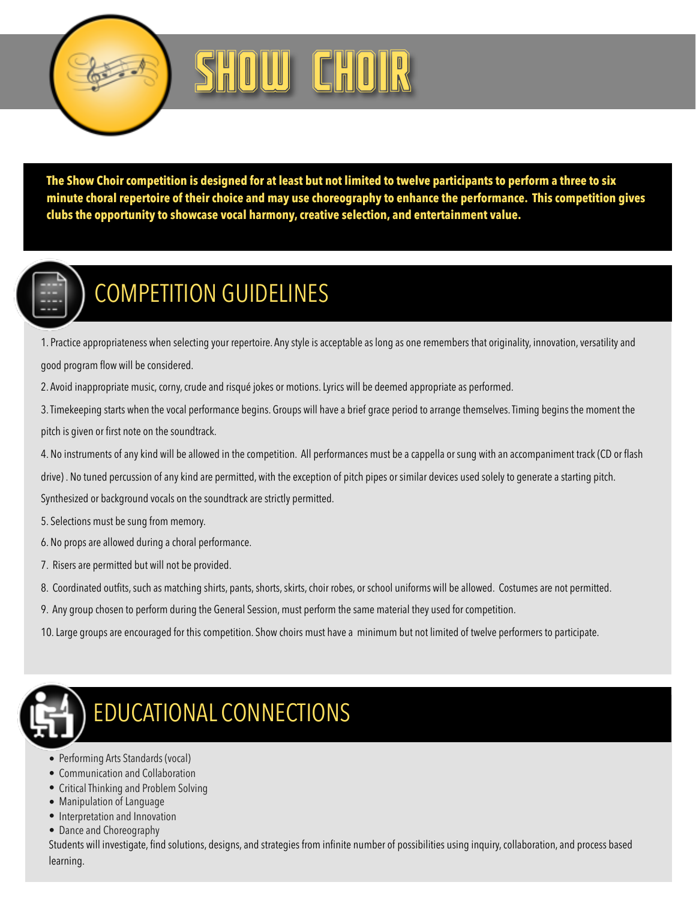# SHOW CHOIR

**The Show Choir competition is designed for at least but not limited to twelve participants to perform a three to six minute choral repertoire of their choice and may use choreography to enhance the performance. This competition gives clubs the opportunity to showcase vocal harmony, creative selection, and entertainment value.**

## COMPETITION GUIDELINES

1. Practice appropriateness when selecting your repertoire. Any style is acceptable as long as one remembers that originality, innovation, versatility and good program flow will be considered.
2. Avoid inappropriate music, corny, crude and risqué jokes or motions. Lyrics will be deemed appropriate as performed.
3. Timekeeping starts when the vocal performance begins. Groups will have a brief grace period to arrange themselves. Timing begins the moment the pitch is given or first note on the soundtrack.
4. No instruments of any kind will be allowed in the competition. All performances must be a cappella or sung with an accompaniment track (CD or flash drive) . No tuned percussion of any kind are permitted, with the exception of pitch pipes or similar devices used solely to generate a starting pitch. Synthesized or background vocals on the soundtrack are strictly permitted.
5. Selections must be sung from memory.
6. No props are allowed during a choral performance.
7. Risers are permitted but will not be provided.
8. Coordinated outfits, such as matching shirts, pants, shorts, skirts, choir robes, or school uniforms will be allowed. Costumes are not permitted.
9. Any group chosen to perform during the General Session, must perform the same material they used for competition.
10. Large groups are encouraged for this competition. Show choirs must have a minimum but not limited of twelve performers to participate.

## EDUCATIONAL CONNECTIONS

- Performing Arts Standards (vocal)
- Communication and Collaboration
- Critical Thinking and Problem Solving
- Manipulation of Language
- Interpretation and Innovation
- Dance and Choreography

Students will investigate, find solutions, designs, and strategies from infinite number of possibilities using inquiry, collaboration, and process based learning.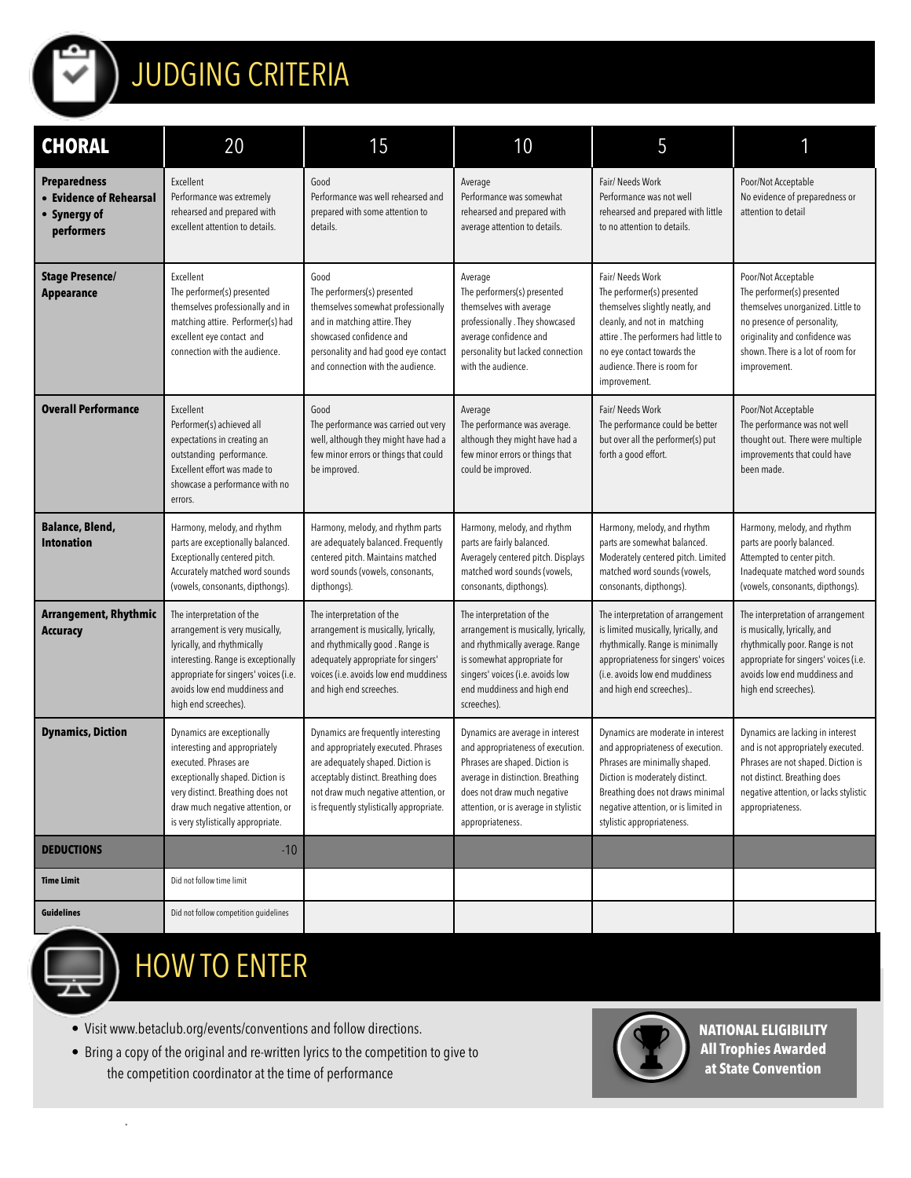# JUDGING CRITERIA

| CHORAL | 20 | 15 | 10 | 5 | 1 |
|---|---|---|---|---|---|
| **Preparedness**<br>• **Evidence of Rehearsal**<br>• **Synergy of performers** | Excellent<br>Performance was extremely rehearsed and prepared with excellent attention to details. | Good<br>Performance was well rehearsed and prepared with some attention to details. | Average<br>Performance was somewhat rehearsed and prepared with average attention to details. | Fair/ Needs Work<br>Performance was not well rehearsed and prepared with little to no attention to details. | Poor/Not Acceptable<br>No evidence of preparedness or attention to detail |
| **Stage Presence/ Appearance** | Excellent<br>The performer(s) presented themselves professionally and in matching attire. Performer(s) had excellent eye contact and connection with the audience. | Good<br>The performers(s) presented themselves somewhat professionally and in matching attire. They showcased confidence and personality and had good eye contact and connection with the audience. | Average<br>The performers(s) presented themselves with average professionally . They showcased average confidence and personality but lacked connection with the audience. | Fair/ Needs Work<br>The performer(s) presented themselves slightly neatly, and cleanly, and not in matching attire . The performers had little to no eye contact towards the audience. There is room for improvement. | Poor/Not Acceptable<br>The performer(s) presented themselves unorganized. Little to no presence of personality, originality and confidence was shown. There is a lot of room for improvement. |
| **Overall Performance** | Excellent<br>Performer(s) achieved all expectations in creating an outstanding performance. Excellent effort was made to showcase a performance with no errors. | Good<br>The performance was carried out very well, although they might have had a few minor errors or things that could be improved. | Average<br>The performance was average. although they might have had a few minor errors or things that could be improved. | Fair/ Needs Work<br>The performance could be better but over all the performer(s) put forth a good effort. | Poor/Not Acceptable<br>The performance was not well thought out. There were multiple improvements that could have been made. |
| **Balance, Blend, Intonation** | Harmony, melody, and rhythm parts are exceptionally balanced. Exceptionally centered pitch. Accurately matched word sounds (vowels, consonants, dipthongs). | Harmony, melody, and rhythm parts are adequately balanced. Frequently centered pitch. Maintains matched word sounds (vowels, consonants, dipthongs). | Harmony, melody, and rhythm parts are fairly balanced. Averagely centered pitch. Displays matched word sounds (vowels, consonants, dipthongs). | Harmony, melody, and rhythm parts are somewhat balanced. Moderately centered pitch. Limited matched word sounds (vowels, consonants, dipthongs). | Harmony, melody, and rhythm parts are poorly balanced. Attempted to center pitch. Inadequate matched word sounds (vowels, consonants, dipthongs). |
| **Arrangement, Rhythmic Accuracy** | The interpretation of the arrangement is very musically, lyrically, and rhythmically interesting. Range is exceptionally appropriate for singers' voices (i.e. avoids low end muddiness and high end screeches). | The interpretation of the arrangement is musically, lyrically, and rhythmically good . Range is adequately appropriate for singers' voices (i.e. avoids low end muddiness and high end screeches. | The interpretation of the arrangement is musically, lyrically, and rhythmically average. Range is somewhat appropriate for singers' voices (i.e. avoids low end muddiness and high end screeches). | The interpretation of arrangement is limited musically, lyrically, and rhythmically. Range is minimally appropriateness for singers' voices (i.e. avoids low end muddiness and high end screeches).. | The interpretation of arrangement is musically, lyrically, and rhythmically poor. Range is not appropriate for singers' voices (i.e. avoids low end muddiness and high end screeches). |
| **Dynamics, Diction** | Dynamics are exceptionally interesting and appropriately executed. Phrases are exceptionally shaped. Diction is very distinct. Breathing does not draw much negative attention, or is very stylistically appropriate. | Dynamics are frequently interesting and appropriately executed. Phrases are adequately shaped. Diction is acceptably distinct. Breathing does not draw much negative attention, or is frequently stylistically appropriate. | Dynamics are average in interest and appropriateness of execution. Phrases are shaped. Diction is average in distinction. Breathing does not draw much negative attention, or is average in stylistic appropriateness. | Dynamics are moderate in interest and appropriateness of execution. Phrases are minimally shaped. Diction is moderately distinct. Breathing does not draws minimal negative attention, or is limited in stylistic appropriateness. | Dynamics are lacking in interest and is not appropriately executed. Phrases are not shaped. Diction is not distinct. Breathing does negative attention, or lacks stylistic appropriateness. |
| **DEDUCTIONS** | -10 | | | | |
| **Time Limit** | Did not follow time limit | | | | |
| **Guidelines** | Did not follow competition guidelines | | | | |

# HOW TO ENTER

- Visit www.betaclub.org/events/conventions and follow directions.
- Bring a copy of the original and re-written lyrics to the competition to give to the competition coordinator at the time of performance

**NATIONAL ELIGIBILITY**
**All Trophies Awarded at State Convention**